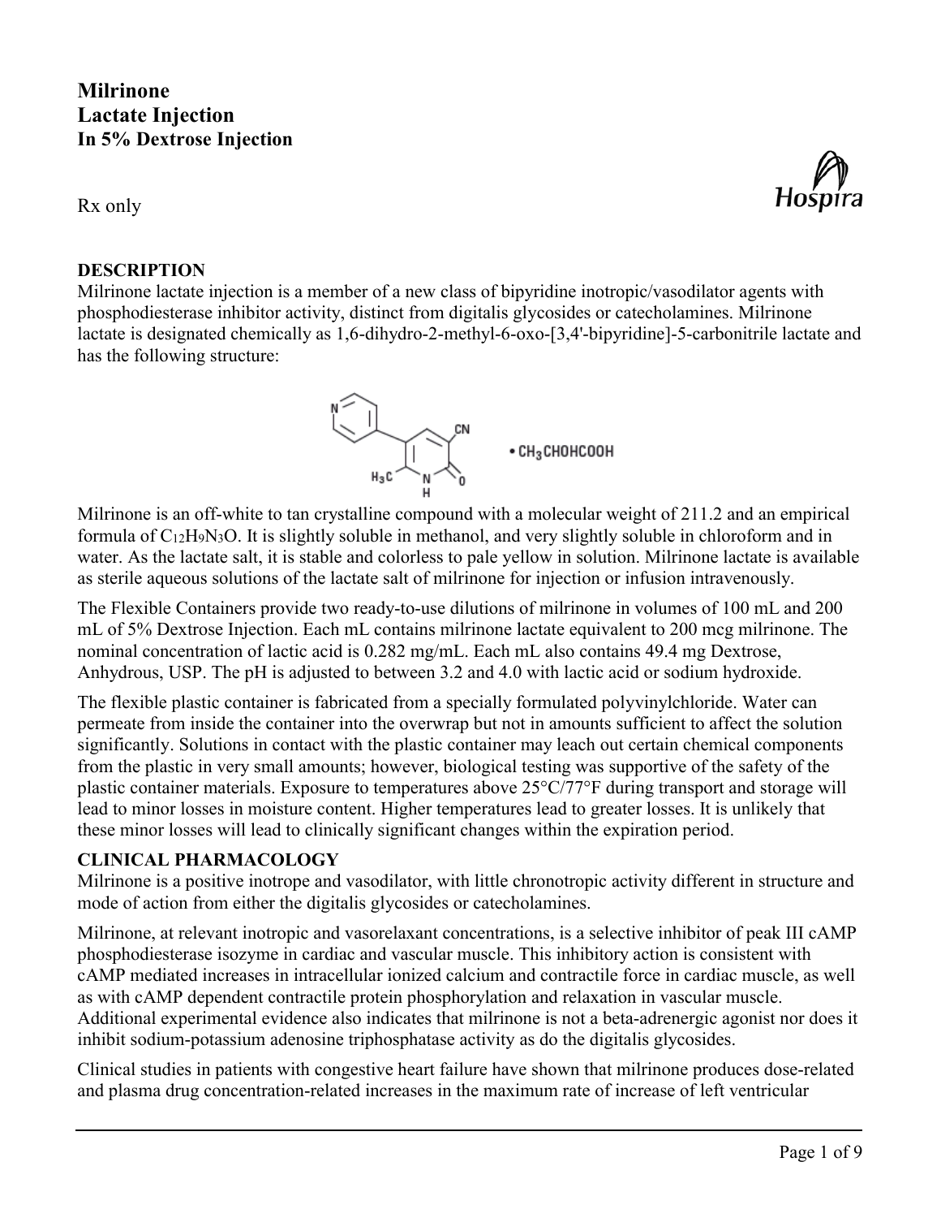# Milrinone Lactate Injection
## In 5% Dextrose Injection

Rx only

**DESCRIPTION**

Milrinone lactate injection is a member of a new class of bipyridine inotropic/vasodilator agents with phosphodiesterase inhibitor activity, distinct from digitalis glycosides or catecholamines. Milrinone lactate is designated chemically as 1,6-dihydro-2-methyl-6-oxo-[3,4'-bipyridine]-5-carbonitrile lactate and has the following structure:

• $CH_3CHOHCOOH$

Milrinone is an off-white to tan crystalline compound with a molecular weight of 211.2 and an empirical formula of $C_{12}H_9N_3O$. It is slightly soluble in methanol, and very slightly soluble in chloroform and in water. As the lactate salt, it is stable and colorless to pale yellow in solution. Milrinone lactate is available as sterile aqueous solutions of the lactate salt of milrinone for injection or infusion intravenously.

The Flexible Containers provide two ready-to-use dilutions of milrinone in volumes of 100 mL and 200 mL of 5% Dextrose Injection. Each mL contains milrinone lactate equivalent to 200 mcg milrinone. The nominal concentration of lactic acid is 0.282 mg/mL. Each mL also contains 49.4 mg Dextrose, Anhydrous, USP. The pH is adjusted to between 3.2 and 4.0 with lactic acid or sodium hydroxide.

The flexible plastic container is fabricated from a specially formulated polyvinylchloride. Water can permeate from inside the container into the overwrap but not in amounts sufficient to affect the solution significantly. Solutions in contact with the plastic container may leach out certain chemical components from the plastic in very small amounts; however, biological testing was supportive of the safety of the plastic container materials. Exposure to temperatures above 25°C/77°F during transport and storage will lead to minor losses in moisture content. Higher temperatures lead to greater losses. It is unlikely that these minor losses will lead to clinically significant changes within the expiration period.

**CLINICAL PHARMACOLOGY**

Milrinone is a positive inotrope and vasodilator, with little chronotropic activity different in structure and mode of action from either the digitalis glycosides or catecholamines.

Milrinone, at relevant inotropic and vasorelaxant concentrations, is a selective inhibitor of peak III cAMP phosphodiesterase isozyme in cardiac and vascular muscle. This inhibitory action is consistent with cAMP mediated increases in intracellular ionized calcium and contractile force in cardiac muscle, as well as with cAMP dependent contractile protein phosphorylation and relaxation in vascular muscle. Additional experimental evidence also indicates that milrinone is not a beta-adrenergic agonist nor does it inhibit sodium-potassium adenosine triphosphatase activity as do the digitalis glycosides.

Clinical studies in patients with congestive heart failure have shown that milrinone produces dose-related and plasma drug concentration-related increases in the maximum rate of increase of left ventricular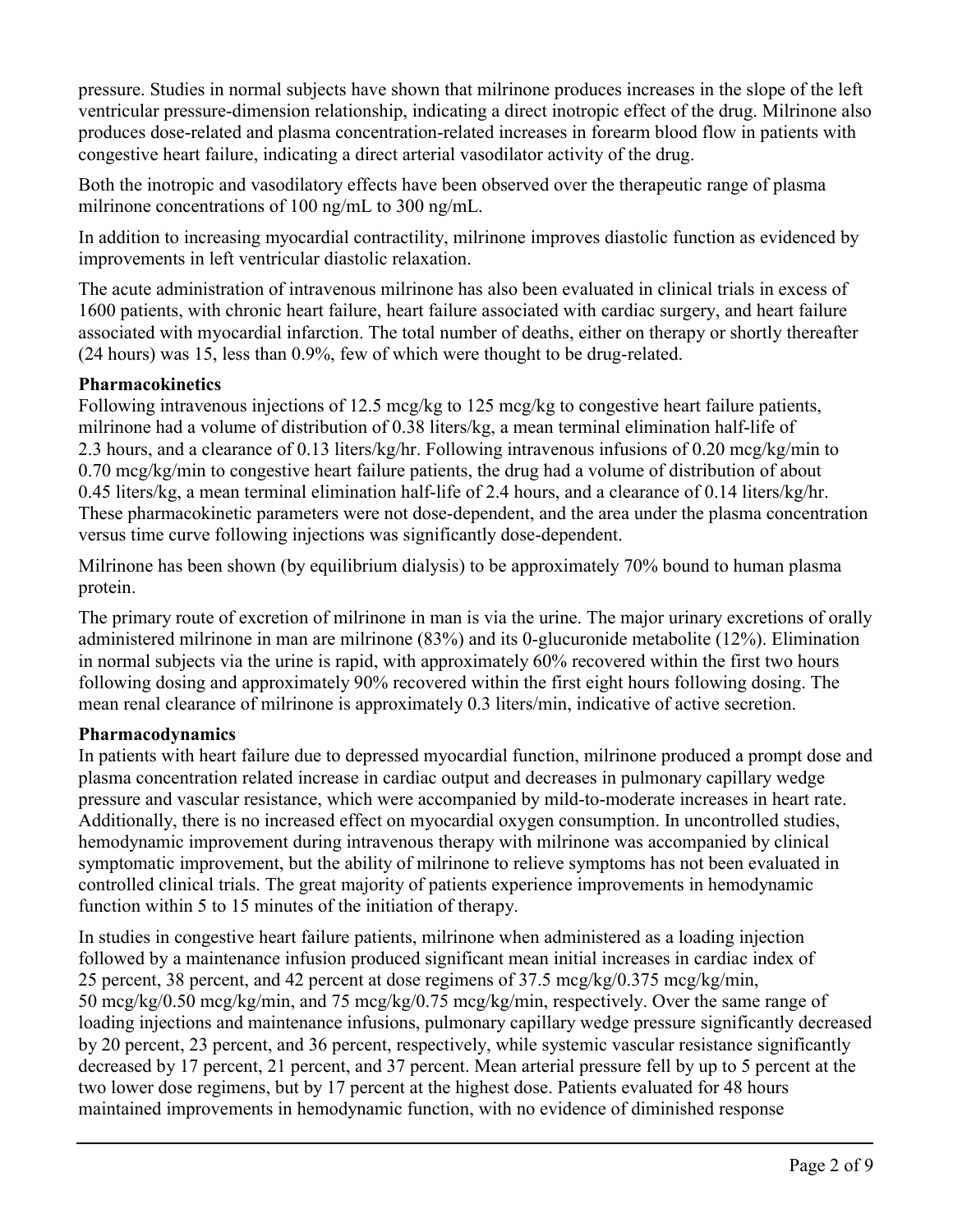pressure. Studies in normal subjects have shown that milrinone produces increases in the slope of the left ventricular pressure-dimension relationship, indicating a direct inotropic effect of the drug. Milrinone also produces dose-related and plasma concentration-related increases in forearm blood flow in patients with congestive heart failure, indicating a direct arterial vasodilator activity of the drug.

Both the inotropic and vasodilatory effects have been observed over the therapeutic range of plasma milrinone concentrations of 100 ng/mL to 300 ng/mL.

In addition to increasing myocardial contractility, milrinone improves diastolic function as evidenced by improvements in left ventricular diastolic relaxation.

The acute administration of intravenous milrinone has also been evaluated in clinical trials in excess of 1600 patients, with chronic heart failure, heart failure associated with cardiac surgery, and heart failure associated with myocardial infarction. The total number of deaths, either on therapy or shortly thereafter (24 hours) was 15, less than 0.9%, few of which were thought to be drug-related.

**Pharmacokinetics**

Following intravenous injections of 12.5 mcg/kg to 125 mcg/kg to congestive heart failure patients, milrinone had a volume of distribution of 0.38 liters/kg, a mean terminal elimination half-life of 2.3 hours, and a clearance of 0.13 liters/kg/hr. Following intravenous infusions of 0.20 mcg/kg/min to 0.70 mcg/kg/min to congestive heart failure patients, the drug had a volume of distribution of about 0.45 liters/kg, a mean terminal elimination half-life of 2.4 hours, and a clearance of 0.14 liters/kg/hr. These pharmacokinetic parameters were not dose-dependent, and the area under the plasma concentration versus time curve following injections was significantly dose-dependent.

Milrinone has been shown (by equilibrium dialysis) to be approximately 70% bound to human plasma protein.

The primary route of excretion of milrinone in man is via the urine. The major urinary excretions of orally administered milrinone in man are milrinone (83%) and its 0-glucuronide metabolite (12%). Elimination in normal subjects via the urine is rapid, with approximately 60% recovered within the first two hours following dosing and approximately 90% recovered within the first eight hours following dosing. The mean renal clearance of milrinone is approximately 0.3 liters/min, indicative of active secretion.

**Pharmacodynamics**

In patients with heart failure due to depressed myocardial function, milrinone produced a prompt dose and plasma concentration related increase in cardiac output and decreases in pulmonary capillary wedge pressure and vascular resistance, which were accompanied by mild-to-moderate increases in heart rate. Additionally, there is no increased effect on myocardial oxygen consumption. In uncontrolled studies, hemodynamic improvement during intravenous therapy with milrinone was accompanied by clinical symptomatic improvement, but the ability of milrinone to relieve symptoms has not been evaluated in controlled clinical trials. The great majority of patients experience improvements in hemodynamic function within 5 to 15 minutes of the initiation of therapy.

In studies in congestive heart failure patients, milrinone when administered as a loading injection followed by a maintenance infusion produced significant mean initial increases in cardiac index of 25 percent, 38 percent, and 42 percent at dose regimens of 37.5 mcg/kg/0.375 mcg/kg/min, 50 mcg/kg/0.50 mcg/kg/min, and 75 mcg/kg/0.75 mcg/kg/min, respectively. Over the same range of loading injections and maintenance infusions, pulmonary capillary wedge pressure significantly decreased by 20 percent, 23 percent, and 36 percent, respectively, while systemic vascular resistance significantly decreased by 17 percent, 21 percent, and 37 percent. Mean arterial pressure fell by up to 5 percent at the two lower dose regimens, but by 17 percent at the highest dose. Patients evaluated for 48 hours maintained improvements in hemodynamic function, with no evidence of diminished response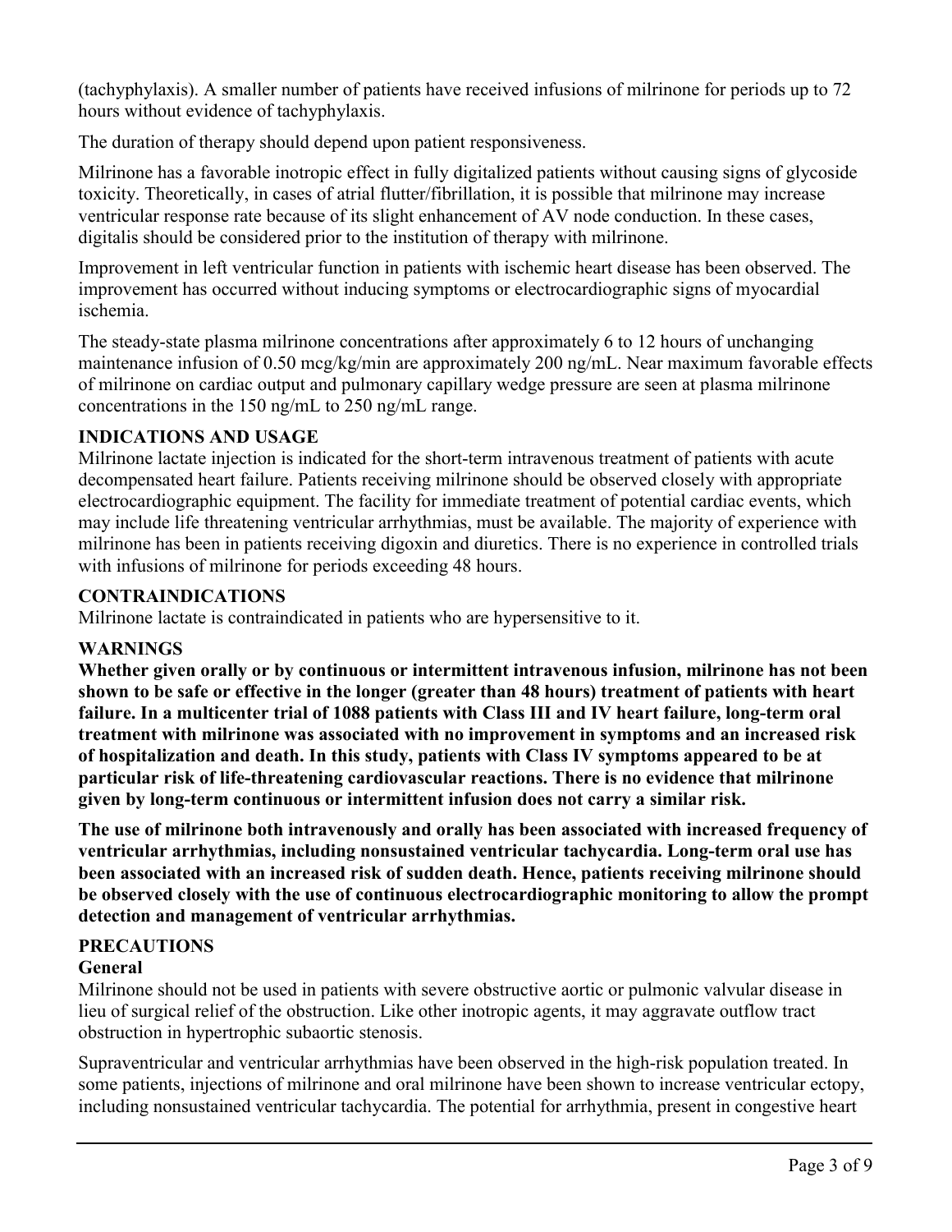(tachyphylaxis). A smaller number of patients have received infusions of milrinone for periods up to 72 hours without evidence of tachyphylaxis.

The duration of therapy should depend upon patient responsiveness.

Milrinone has a favorable inotropic effect in fully digitalized patients without causing signs of glycoside toxicity. Theoretically, in cases of atrial flutter/fibrillation, it is possible that milrinone may increase ventricular response rate because of its slight enhancement of AV node conduction. In these cases, digitalis should be considered prior to the institution of therapy with milrinone.

Improvement in left ventricular function in patients with ischemic heart disease has been observed. The improvement has occurred without inducing symptoms or electrocardiographic signs of myocardial ischemia.

The steady-state plasma milrinone concentrations after approximately 6 to 12 hours of unchanging maintenance infusion of 0.50 mcg/kg/min are approximately 200 ng/mL. Near maximum favorable effects of milrinone on cardiac output and pulmonary capillary wedge pressure are seen at plasma milrinone concentrations in the 150 ng/mL to 250 ng/mL range.

## INDICATIONS AND USAGE

Milrinone lactate injection is indicated for the short-term intravenous treatment of patients with acute decompensated heart failure. Patients receiving milrinone should be observed closely with appropriate electrocardiographic equipment. The facility for immediate treatment of potential cardiac events, which may include life threatening ventricular arrhythmias, must be available. The majority of experience with milrinone has been in patients receiving digoxin and diuretics. There is no experience in controlled trials with infusions of milrinone for periods exceeding 48 hours.

## CONTRAINDICATIONS

Milrinone lactate is contraindicated in patients who are hypersensitive to it.

## WARNINGS

**Whether given orally or by continuous or intermittent intravenous infusion, milrinone has not been shown to be safe or effective in the longer (greater than 48 hours) treatment of patients with heart failure. In a multicenter trial of 1088 patients with Class III and IV heart failure, long-term oral treatment with milrinone was associated with no improvement in symptoms and an increased risk of hospitalization and death. In this study, patients with Class IV symptoms appeared to be at particular risk of life-threatening cardiovascular reactions. There is no evidence that milrinone given by long-term continuous or intermittent infusion does not carry a similar risk.**

**The use of milrinone both intravenously and orally has been associated with increased frequency of ventricular arrhythmias, including nonsustained ventricular tachycardia. Long-term oral use has been associated with an increased risk of sudden death. Hence, patients receiving milrinone should be observed closely with the use of continuous electrocardiographic monitoring to allow the prompt detection and management of ventricular arrhythmias.**

## PRECAUTIONS

### General

Milrinone should not be used in patients with severe obstructive aortic or pulmonic valvular disease in lieu of surgical relief of the obstruction. Like other inotropic agents, it may aggravate outflow tract obstruction in hypertrophic subaortic stenosis.

Supraventricular and ventricular arrhythmias have been observed in the high-risk population treated. In some patients, injections of milrinone and oral milrinone have been shown to increase ventricular ectopy, including nonsustained ventricular tachycardia. The potential for arrhythmia, present in congestive heart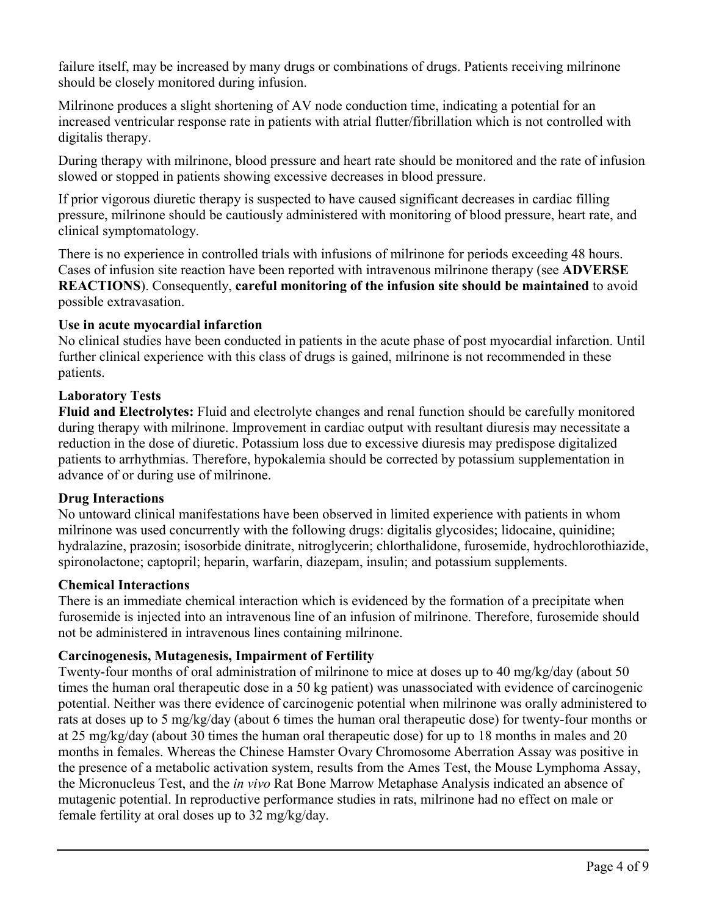failure itself, may be increased by many drugs or combinations of drugs. Patients receiving milrinone should be closely monitored during infusion.

Milrinone produces a slight shortening of AV node conduction time, indicating a potential for an increased ventricular response rate in patients with atrial flutter/fibrillation which is not controlled with digitalis therapy.

During therapy with milrinone, blood pressure and heart rate should be monitored and the rate of infusion slowed or stopped in patients showing excessive decreases in blood pressure.

If prior vigorous diuretic therapy is suspected to have caused significant decreases in cardiac filling pressure, milrinone should be cautiously administered with monitoring of blood pressure, heart rate, and clinical symptomatology.

There is no experience in controlled trials with infusions of milrinone for periods exceeding 48 hours. Cases of infusion site reaction have been reported with intravenous milrinone therapy (see **ADVERSE REACTIONS**). Consequently, **careful monitoring of the infusion site should be maintained** to avoid possible extravasation.

**Use in acute myocardial infarction**

No clinical studies have been conducted in patients in the acute phase of post myocardial infarction. Until further clinical experience with this class of drugs is gained, milrinone is not recommended in these patients.

**Laboratory Tests**

**Fluid and Electrolytes:** Fluid and electrolyte changes and renal function should be carefully monitored during therapy with milrinone. Improvement in cardiac output with resultant diuresis may necessitate a reduction in the dose of diuretic. Potassium loss due to excessive diuresis may predispose digitalized patients to arrhythmias. Therefore, hypokalemia should be corrected by potassium supplementation in advance of or during use of milrinone.

**Drug Interactions**

No untoward clinical manifestations have been observed in limited experience with patients in whom milrinone was used concurrently with the following drugs: digitalis glycosides; lidocaine, quinidine; hydralazine, prazosin; isosorbide dinitrate, nitroglycerin; chlorthalidone, furosemide, hydrochlorothiazide, spironolactone; captopril; heparin, warfarin, diazepam, insulin; and potassium supplements.

**Chemical Interactions**

There is an immediate chemical interaction which is evidenced by the formation of a precipitate when furosemide is injected into an intravenous line of an infusion of milrinone. Therefore, furosemide should not be administered in intravenous lines containing milrinone.

**Carcinogenesis, Mutagenesis, Impairment of Fertility**

Twenty-four months of oral administration of milrinone to mice at doses up to 40 mg/kg/day (about 50 times the human oral therapeutic dose in a 50 kg patient) was unassociated with evidence of carcinogenic potential. Neither was there evidence of carcinogenic potential when milrinone was orally administered to rats at doses up to 5 mg/kg/day (about 6 times the human oral therapeutic dose) for twenty-four months or at 25 mg/kg/day (about 30 times the human oral therapeutic dose) for up to 18 months in males and 20 months in females. Whereas the Chinese Hamster Ovary Chromosome Aberration Assay was positive in the presence of a metabolic activation system, results from the Ames Test, the Mouse Lymphoma Assay, the Micronucleus Test, and the *in vivo* Rat Bone Marrow Metaphase Analysis indicated an absence of mutagenic potential. In reproductive performance studies in rats, milrinone had no effect on male or female fertility at oral doses up to 32 mg/kg/day.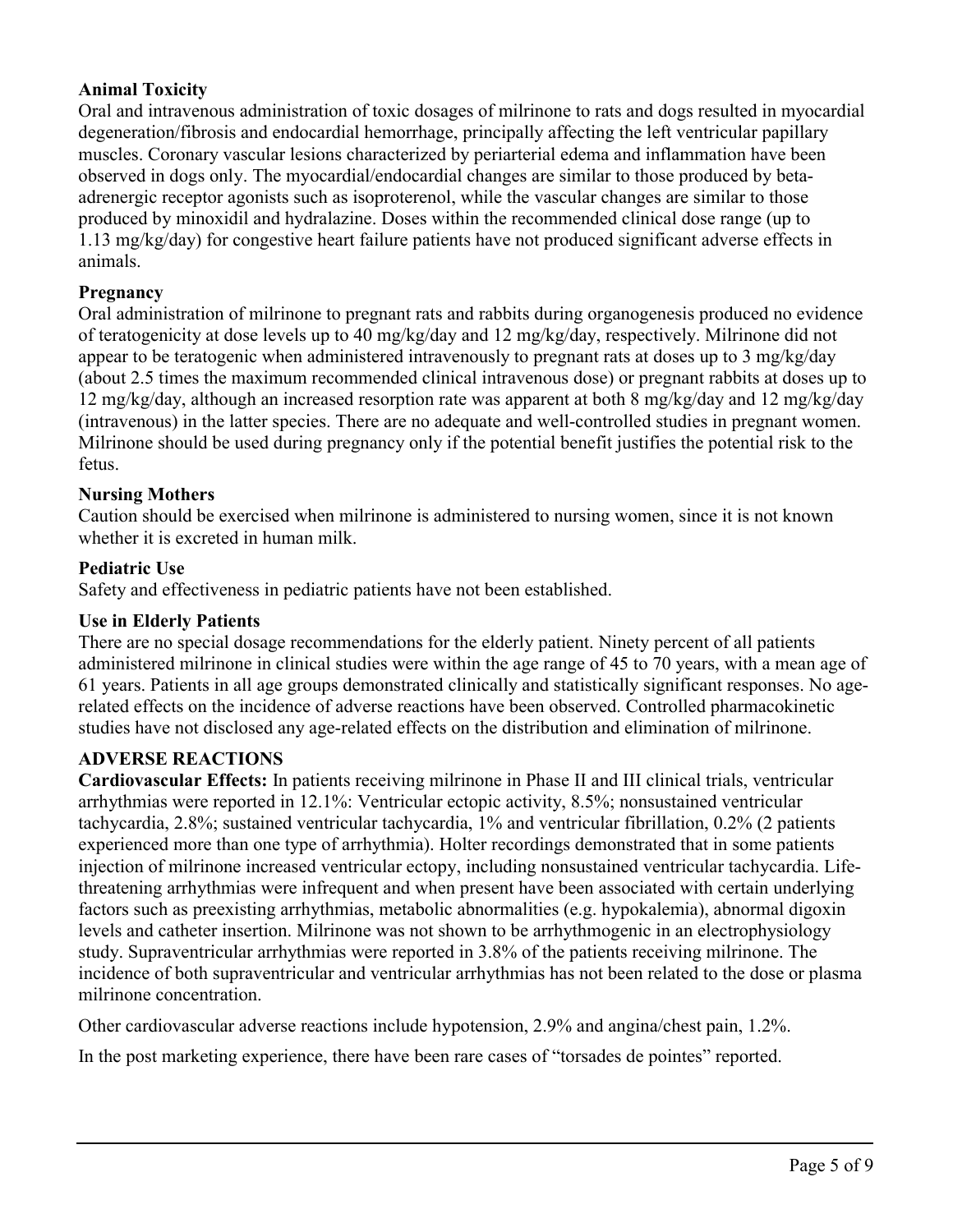**Animal Toxicity**

Oral and intravenous administration of toxic dosages of milrinone to rats and dogs resulted in myocardial degeneration/fibrosis and endocardial hemorrhage, principally affecting the left ventricular papillary muscles. Coronary vascular lesions characterized by periarterial edema and inflammation have been observed in dogs only. The myocardial/endocardial changes are similar to those produced by beta-adrenergic receptor agonists such as isoproterenol, while the vascular changes are similar to those produced by minoxidil and hydralazine. Doses within the recommended clinical dose range (up to 1.13 mg/kg/day) for congestive heart failure patients have not produced significant adverse effects in animals.

**Pregnancy**

Oral administration of milrinone to pregnant rats and rabbits during organogenesis produced no evidence of teratogenicity at dose levels up to 40 mg/kg/day and 12 mg/kg/day, respectively. Milrinone did not appear to be teratogenic when administered intravenously to pregnant rats at doses up to 3 mg/kg/day (about 2.5 times the maximum recommended clinical intravenous dose) or pregnant rabbits at doses up to 12 mg/kg/day, although an increased resorption rate was apparent at both 8 mg/kg/day and 12 mg/kg/day (intravenous) in the latter species. There are no adequate and well-controlled studies in pregnant women. Milrinone should be used during pregnancy only if the potential benefit justifies the potential risk to the fetus.

**Nursing Mothers**

Caution should be exercised when milrinone is administered to nursing women, since it is not known whether it is excreted in human milk.

**Pediatric Use**

Safety and effectiveness in pediatric patients have not been established.

**Use in Elderly Patients**

There are no special dosage recommendations for the elderly patient. Ninety percent of all patients administered milrinone in clinical studies were within the age range of 45 to 70 years, with a mean age of 61 years. Patients in all age groups demonstrated clinically and statistically significant responses. No age-related effects on the incidence of adverse reactions have been observed. Controlled pharmacokinetic studies have not disclosed any age-related effects on the distribution and elimination of milrinone.

## ADVERSE REACTIONS

**Cardiovascular Effects:** In patients receiving milrinone in Phase II and III clinical trials, ventricular arrhythmias were reported in 12.1%: Ventricular ectopic activity, 8.5%; nonsustained ventricular tachycardia, 2.8%; sustained ventricular tachycardia, 1% and ventricular fibrillation, 0.2% (2 patients experienced more than one type of arrhythmia). Holter recordings demonstrated that in some patients injection of milrinone increased ventricular ectopy, including nonsustained ventricular tachycardia. Life-threatening arrhythmias were infrequent and when present have been associated with certain underlying factors such as preexisting arrhythmias, metabolic abnormalities (e.g. hypokalemia), abnormal digoxin levels and catheter insertion. Milrinone was not shown to be arrhythmogenic in an electrophysiology study. Supraventricular arrhythmias were reported in 3.8% of the patients receiving milrinone. The incidence of both supraventricular and ventricular arrhythmias has not been related to the dose or plasma milrinone concentration.

Other cardiovascular adverse reactions include hypotension, 2.9% and angina/chest pain, 1.2%.

In the post marketing experience, there have been rare cases of "torsades de pointes" reported.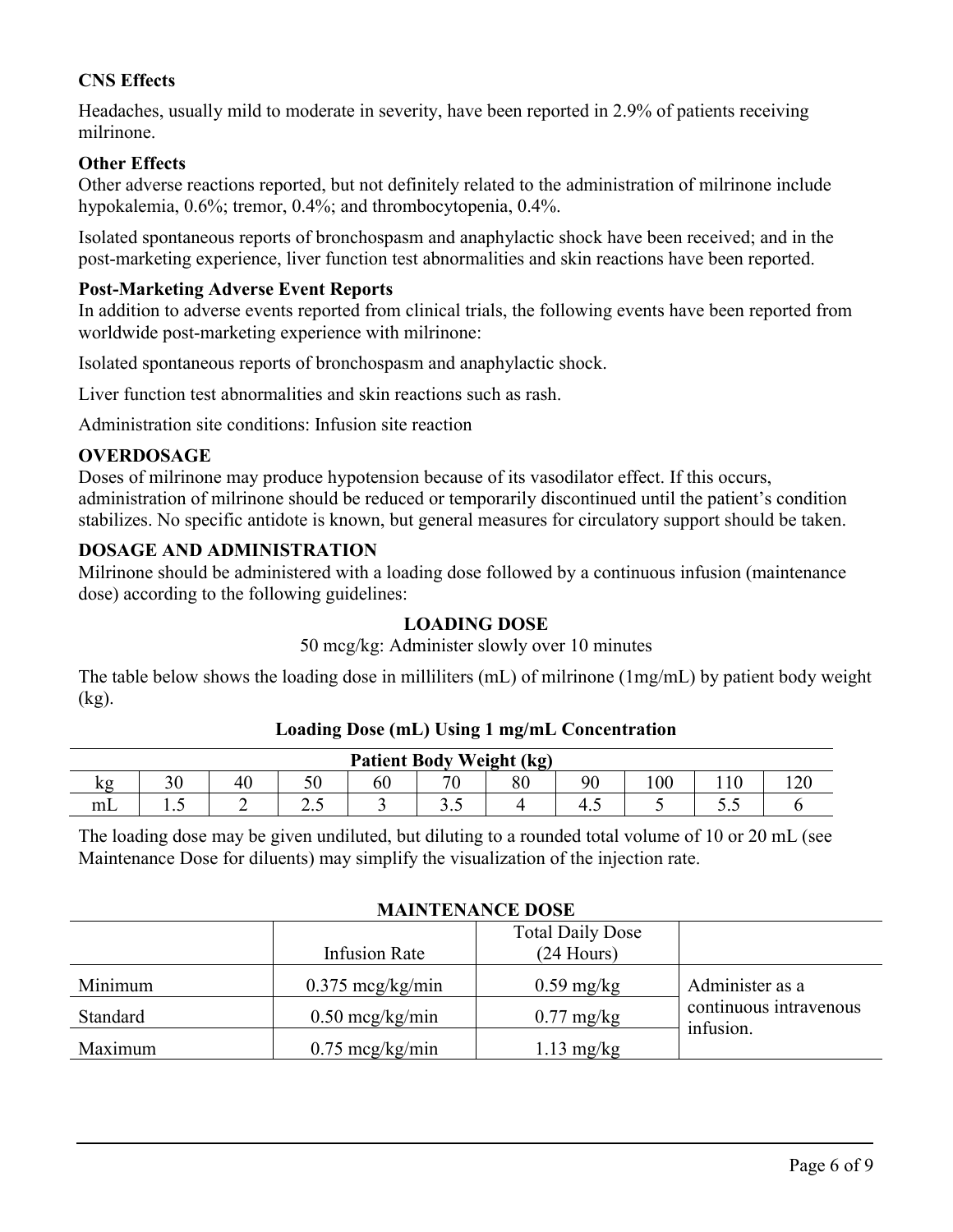**CNS Effects**

Headaches, usually mild to moderate in severity, have been reported in 2.9% of patients receiving milrinone.

**Other Effects**

Other adverse reactions reported, but not definitely related to the administration of milrinone include hypokalemia, 0.6%; tremor, 0.4%; and thrombocytopenia, 0.4%.

Isolated spontaneous reports of bronchospasm and anaphylactic shock have been received; and in the post-marketing experience, liver function test abnormalities and skin reactions have been reported.

**Post-Marketing Adverse Event Reports**

In addition to adverse events reported from clinical trials, the following events have been reported from worldwide post-marketing experience with milrinone:

Isolated spontaneous reports of bronchospasm and anaphylactic shock.

Liver function test abnormalities and skin reactions such as rash.

Administration site conditions: Infusion site reaction

## OVERDOSAGE

Doses of milrinone may produce hypotension because of its vasodilator effect. If this occurs, administration of milrinone should be reduced or temporarily discontinued until the patient's condition stabilizes. No specific antidote is known, but general measures for circulatory support should be taken.

## DOSAGE AND ADMINISTRATION

Milrinone should be administered with a loading dose followed by a continuous infusion (maintenance dose) according to the following guidelines:

**LOADING DOSE**

50 mcg/kg: Administer slowly over 10 minutes

The table below shows the loading dose in milliliters (mL) of milrinone (1mg/mL) by patient body weight (kg).

**Loading Dose (mL) Using 1 mg/mL Concentration**

| Patient Body Weight (kg) | | | | | | | | | | |
|---|---|---|---|---|---|---|---|---|---|---|
| kg | 30 | 40 | 50 | 60 | 70 | 80 | 90 | 100 | 110 | 120 |
| mL | 1.5 | 2 | 2.5 | 3 | 3.5 | 4 | 4.5 | 5 | 5.5 | 6 |

The loading dose may be given undiluted, but diluting to a rounded total volume of 10 or 20 mL (see Maintenance Dose for diluents) may simplify the visualization of the injection rate.

**MAINTENANCE DOSE**

| | Infusion Rate | Total Daily Dose (24 Hours) | |
|---|---|---|---|
| Minimum | 0.375 mcg/kg/min | 0.59 mg/kg | Administer as a continuous intravenous infusion. |
| Standard | 0.50 mcg/kg/min | 0.77 mg/kg | |
| Maximum | 0.75 mcg/kg/min | 1.13 mg/kg | |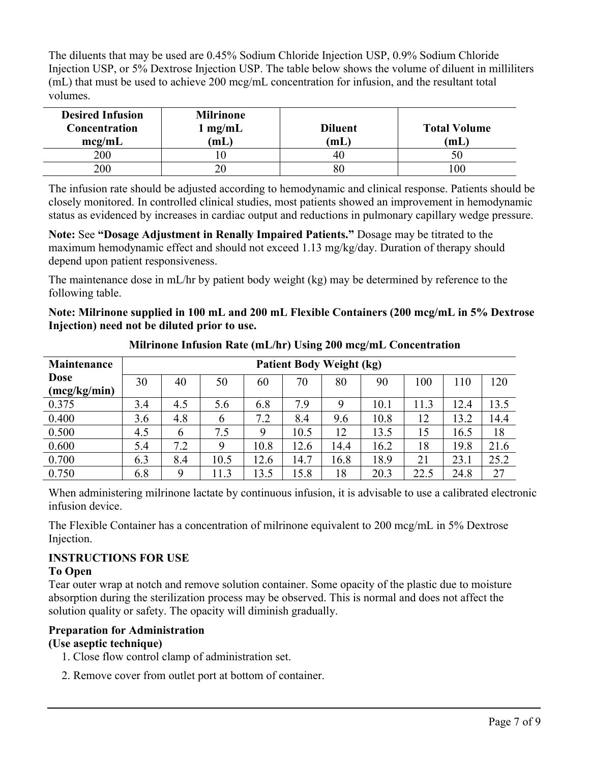The diluents that may be used are 0.45% Sodium Chloride Injection USP, 0.9% Sodium Chloride Injection USP, or 5% Dextrose Injection USP. The table below shows the volume of diluent in milliliters (mL) that must be used to achieve 200 mcg/mL concentration for infusion, and the resultant total volumes.

| Desired Infusion Concentration mcg/mL | Milrinone 1 mg/mL (mL) | Diluent (mL) | Total Volume (mL) |
|---|---|---|---|
| 200 | 10 | 40 | 50 |
| 200 | 20 | 80 | 100 |

The infusion rate should be adjusted according to hemodynamic and clinical response. Patients should be closely monitored. In controlled clinical studies, most patients showed an improvement in hemodynamic status as evidenced by increases in cardiac output and reductions in pulmonary capillary wedge pressure.

**Note:** See **"Dosage Adjustment in Renally Impaired Patients."** Dosage may be titrated to the maximum hemodynamic effect and should not exceed 1.13 mg/kg/day. Duration of therapy should depend upon patient responsiveness.

The maintenance dose in mL/hr by patient body weight (kg) may be determined by reference to the following table.

**Note: Milrinone supplied in 100 mL and 200 mL Flexible Containers (200 mcg/mL in 5% Dextrose Injection) need not be diluted prior to use.**

**Milrinone Infusion Rate (mL/hr) Using 200 mcg/mL Concentration**

| Maintenance Dose (mcg/kg/min) | Patient Body Weight (kg) | | | | | | | | | |
|---|---|---|---|---|---|---|---|---|---|---|
| | 30 | 40 | 50 | 60 | 70 | 80 | 90 | 100 | 110 | 120 |
| 0.375 | 3.4 | 4.5 | 5.6 | 6.8 | 7.9 | 9 | 10.1 | 11.3 | 12.4 | 13.5 |
| 0.400 | 3.6 | 4.8 | 6 | 7.2 | 8.4 | 9.6 | 10.8 | 12 | 13.2 | 14.4 |
| 0.500 | 4.5 | 6 | 7.5 | 9 | 10.5 | 12 | 13.5 | 15 | 16.5 | 18 |
| 0.600 | 5.4 | 7.2 | 9 | 10.8 | 12.6 | 14.4 | 16.2 | 18 | 19.8 | 21.6 |
| 0.700 | 6.3 | 8.4 | 10.5 | 12.6 | 14.7 | 16.8 | 18.9 | 21 | 23.1 | 25.2 |
| 0.750 | 6.8 | 9 | 11.3 | 13.5 | 15.8 | 18 | 20.3 | 22.5 | 24.8 | 27 |

When administering milrinone lactate by continuous infusion, it is advisable to use a calibrated electronic infusion device.

The Flexible Container has a concentration of milrinone equivalent to 200 mcg/mL in 5% Dextrose Injection.

## INSTRUCTIONS FOR USE

### To Open

Tear outer wrap at notch and remove solution container. Some opacity of the plastic due to moisture absorption during the sterilization process may be observed. This is normal and does not affect the solution quality or safety. The opacity will diminish gradually.

### Preparation for Administration

**(Use aseptic technique)**

1. Close flow control clamp of administration set.
2. Remove cover from outlet port at bottom of container.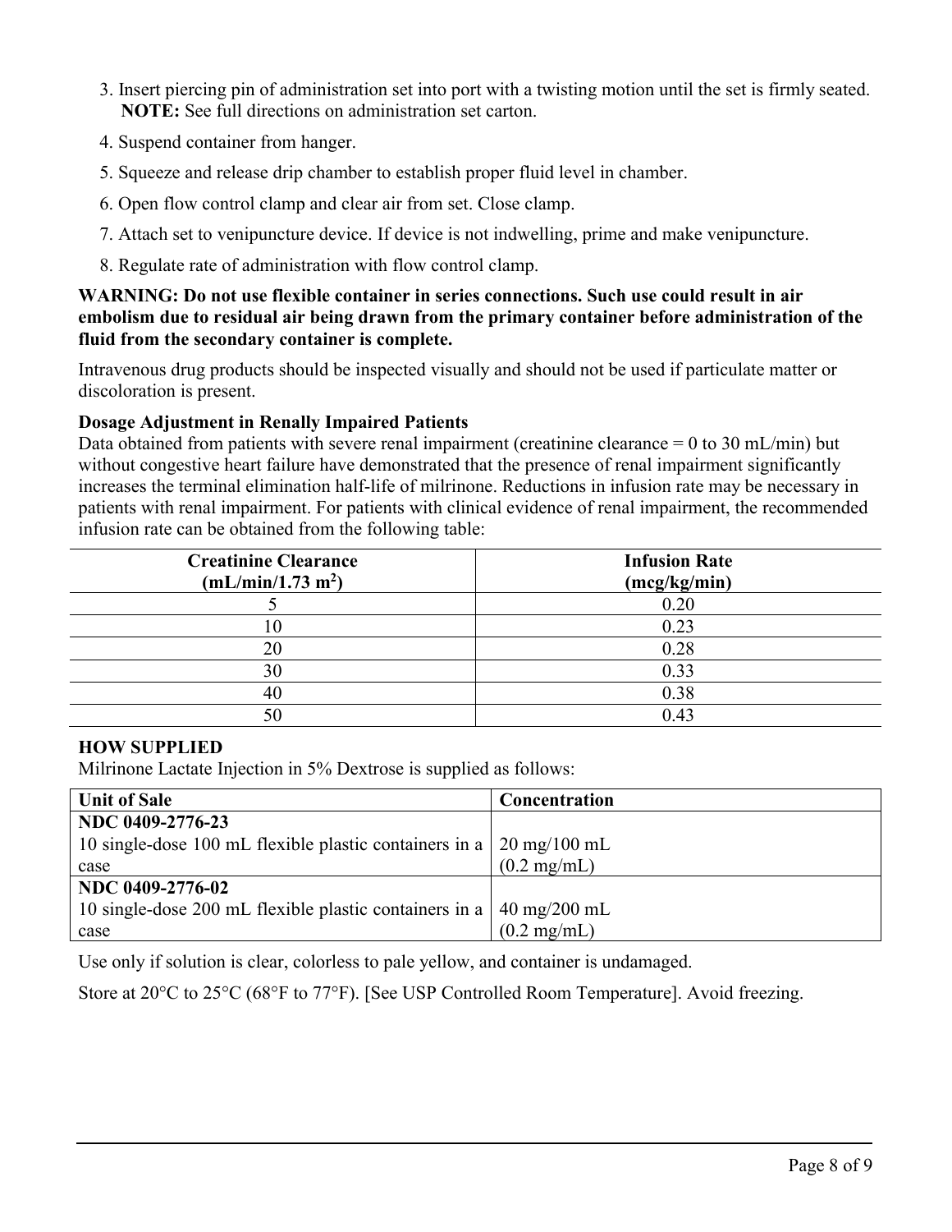3. Insert piercing pin of administration set into port with a twisting motion until the set is firmly seated. **NOTE:** See full directions on administration set carton.
4. Suspend container from hanger.
5. Squeeze and release drip chamber to establish proper fluid level in chamber.
6. Open flow control clamp and clear air from set. Close clamp.
7. Attach set to venipuncture device. If device is not indwelling, prime and make venipuncture.
8. Regulate rate of administration with flow control clamp.

**WARNING: Do not use flexible container in series connections. Such use could result in air embolism due to residual air being drawn from the primary container before administration of the fluid from the secondary container is complete.**

Intravenous drug products should be inspected visually and should not be used if particulate matter or discoloration is present.

**Dosage Adjustment in Renally Impaired Patients**

Data obtained from patients with severe renal impairment (creatinine clearance = 0 to 30 mL/min) but without congestive heart failure have demonstrated that the presence of renal impairment significantly increases the terminal elimination half-life of milrinone. Reductions in infusion rate may be necessary in patients with renal impairment. For patients with clinical evidence of renal impairment, the recommended infusion rate can be obtained from the following table:

| Creatinine Clearance (mL/min/1.73 $m^2$) | Infusion Rate (mcg/kg/min) |
|---|---|
| 5 | 0.20 |
| 10 | 0.23 |
| 20 | 0.28 |
| 30 | 0.33 |
| 40 | 0.38 |
| 50 | 0.43 |

## HOW SUPPLIED

Milrinone Lactate Injection in 5% Dextrose is supplied as follows:

| Unit of Sale | Concentration |
|---|---|
| **NDC 0409-2776-23** 10 single-dose 100 mL flexible plastic containers in a case | 20 mg/100 mL (0.2 mg/mL) |
| **NDC 0409-2776-02** 10 single-dose 200 mL flexible plastic containers in a case | 40 mg/200 mL (0.2 mg/mL) |

Use only if solution is clear, colorless to pale yellow, and container is undamaged.

Store at 20°C to 25°C (68°F to 77°F). [See USP Controlled Room Temperature]. Avoid freezing.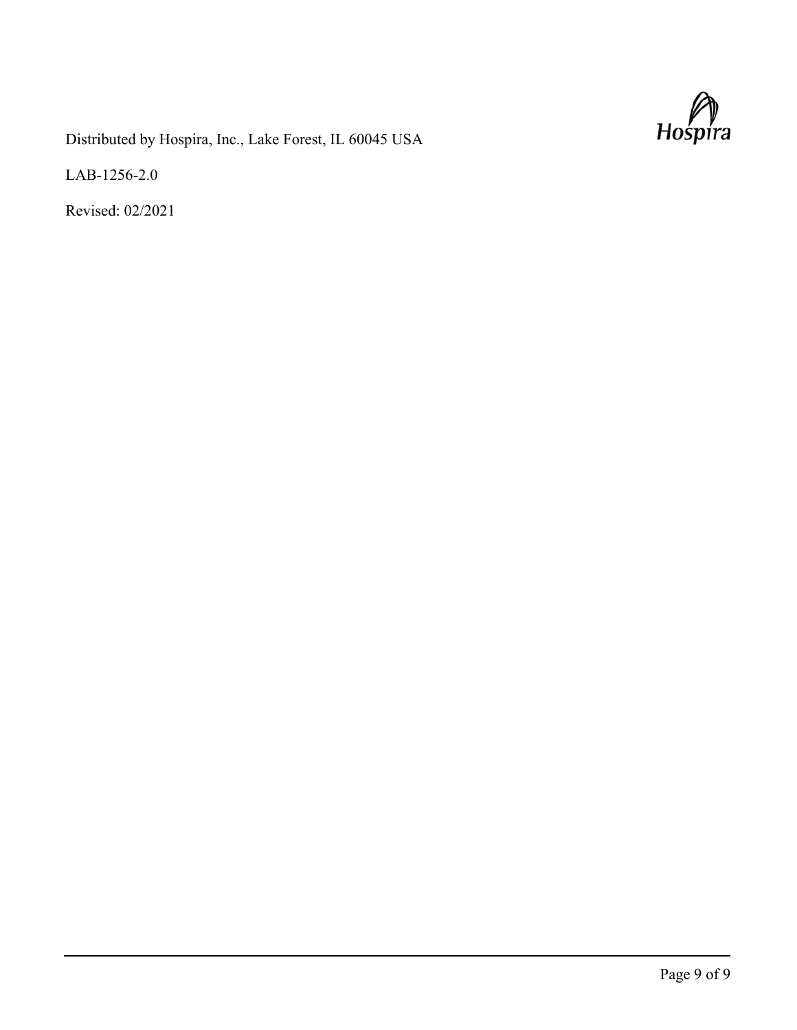Distributed by Hospira, Inc., Lake Forest, IL 60045 USA

LAB-1256-2.0

Revised: 02/2021